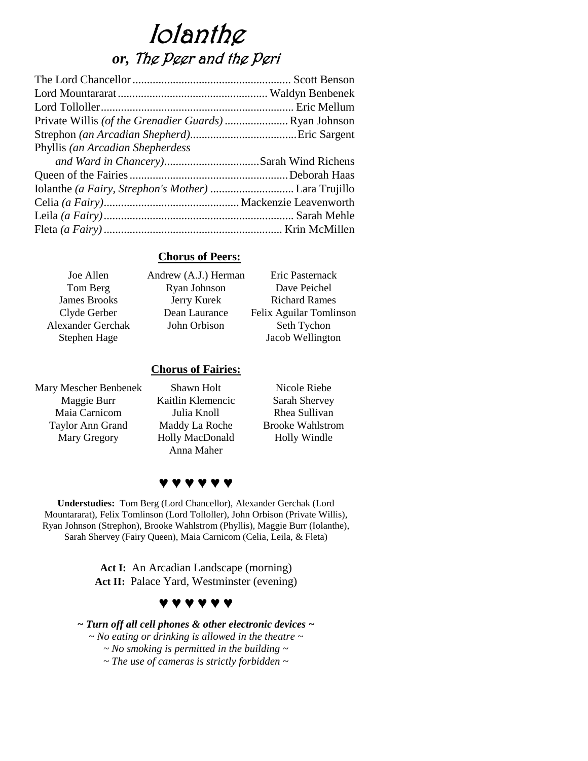# Iolanthe

## or, The Peer and the Peri

The Lord Chancellor ...................................................... Scott Benson
Lord Mountararat ................................................... Waldyn Benbenek
Lord Tolloller .................................................................. Eric Mellum
Private Willis *(of the Grenadier Guards)* ...................... Ryan Johnson
Strephon *(an Arcadian Shepherd)*.....................................Eric Sargent
Phyllis *(an Arcadian Shepherdess and Ward in Chancery)*.................................Sarah Wind Richens
Queen of the Fairies ......................................................Deborah Haas
Iolanthe *(a Fairy, Strephon's Mother)* ............................ Lara Trujillo
Celia *(a Fairy)*.............................................. Mackenzie Leavenworth
Leila *(a Fairy)*................................................................. Sarah Mehle
Fleta *(a Fairy)* ............................................................. Krin McMillen

**Chorus of Peers:**

Joe Allen
Tom Berg
James Brooks
Clyde Gerber
Alexander Gerchak
Stephen Hage
Andrew (A.J.) Herman
Ryan Johnson
Jerry Kurek
Dean Laurance
John Orbison
Eric Pasternack
Dave Peichel
Richard Rames
Felix Aguilar Tomlinson
Seth Tychon
Jacob Wellington

**Chorus of Fairies:**

Mary Mescher Benbenek
Maggie Burr
Maia Carnicom
Taylor Ann Grand
Mary Gregory
Shawn Holt
Kaitlin Klemencic
Julia Knoll
Maddy La Roche
Holly MacDonald
Anna Maher
Nicole Riebe
Sarah Shervey
Rhea Sullivan
Brooke Wahlstrom
Holly Windle

♥ ♥ ♥ ♥ ♥ ♥

**Understudies:** Tom Berg (Lord Chancellor), Alexander Gerchak (Lord Mountararat), Felix Tomlinson (Lord Tolloller), John Orbison (Private Willis), Ryan Johnson (Strephon), Brooke Wahlstrom (Phyllis), Maggie Burr (Iolanthe), Sarah Shervey (Fairy Queen), Maia Carnicom (Celia, Leila, & Fleta)

**Act I:** An Arcadian Landscape (morning)
**Act II:** Palace Yard, Westminster (evening)

♥ ♥ ♥ ♥ ♥ ♥

***~ Turn off all cell phones & other electronic devices ~***
*~ No eating or drinking is allowed in the theatre ~*
*~ No smoking is permitted in the building ~*
*~ The use of cameras is strictly forbidden ~*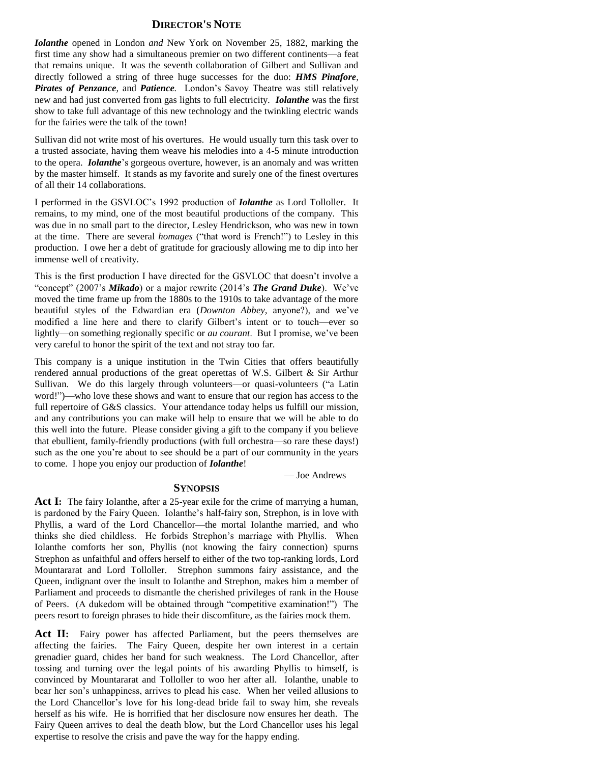## Director's Note

***Iolanthe*** opened in London *and* New York on November 25, 1882, marking the first time any show had a simultaneous premier on two different continents—a feat that remains unique. It was the seventh collaboration of Gilbert and Sullivan and directly followed a string of three huge successes for the duo: ***HMS Pinafore***, ***Pirates of Penzance***, and ***Patience***. London's Savoy Theatre was still relatively new and had just converted from gas lights to full electricity. ***Iolanthe*** was the first show to take full advantage of this new technology and the twinkling electric wands for the fairies were the talk of the town!

Sullivan did not write most of his overtures. He would usually turn this task over to a trusted associate, having them weave his melodies into a 4-5 minute introduction to the opera. ***Iolanthe***'s gorgeous overture, however, is an anomaly and was written by the master himself. It stands as my favorite and surely one of the finest overtures of all their 14 collaborations.

I performed in the GSVLOC's 1992 production of ***Iolanthe*** as Lord Tolloller. It remains, to my mind, one of the most beautiful productions of the company. This was due in no small part to the director, Lesley Hendrickson, who was new in town at the time. There are several *homages* ("that word is French!") to Lesley in this production. I owe her a debt of gratitude for graciously allowing me to dip into her immense well of creativity.

This is the first production I have directed for the GSVLOC that doesn't involve a "concept" (2007's ***Mikado***) or a major rewrite (2014's ***The Grand Duke***). We've moved the time frame up from the 1880s to the 1910s to take advantage of the more beautiful styles of the Edwardian era (*Downton Abbey,* anyone?), and we've modified a line here and there to clarify Gilbert's intent or to touch—ever so lightly—on something regionally specific or *au courant*. But I promise, we've been very careful to honor the spirit of the text and not stray too far.

This company is a unique institution in the Twin Cities that offers beautifully rendered annual productions of the great operettas of W.S. Gilbert & Sir Arthur Sullivan. We do this largely through volunteers—or quasi-volunteers ("a Latin word!")—who love these shows and want to ensure that our region has access to the full repertoire of G&S classics. Your attendance today helps us fulfill our mission, and any contributions you can make will help to ensure that we will be able to do this well into the future. Please consider giving a gift to the company if you believe that ebullient, family-friendly productions (with full orchestra—so rare these days!) such as the one you're about to see should be a part of our community in the years to come. I hope you enjoy our production of ***Iolanthe***!

— Joe Andrews

## Synopsis

**Act I:** The fairy Iolanthe, after a 25-year exile for the crime of marrying a human, is pardoned by the Fairy Queen. Iolanthe's half-fairy son, Strephon, is in love with Phyllis, a ward of the Lord Chancellor—the mortal Iolanthe married, and who thinks she died childless. He forbids Strephon's marriage with Phyllis. When Iolanthe comforts her son, Phyllis (not knowing the fairy connection) spurns Strephon as unfaithful and offers herself to either of the two top-ranking lords, Lord Mountararat and Lord Tolloller. Strephon summons fairy assistance, and the Queen, indignant over the insult to Iolanthe and Strephon, makes him a member of Parliament and proceeds to dismantle the cherished privileges of rank in the House of Peers. (A dukedom will be obtained through "competitive examination!") The peers resort to foreign phrases to hide their discomfiture, as the fairies mock them.

**Act II:** Fairy power has affected Parliament, but the peers themselves are affecting the fairies. The Fairy Queen, despite her own interest in a certain grenadier guard, chides her band for such weakness. The Lord Chancellor, after tossing and turning over the legal points of his awarding Phyllis to himself, is convinced by Mountararat and Tolloller to woo her after all. Iolanthe, unable to bear her son's unhappiness, arrives to plead his case. When her veiled allusions to the Lord Chancellor's love for his long-dead bride fail to sway him, she reveals herself as his wife. He is horrified that her disclosure now ensures her death. The Fairy Queen arrives to deal the death blow, but the Lord Chancellor uses his legal expertise to resolve the crisis and pave the way for the happy ending.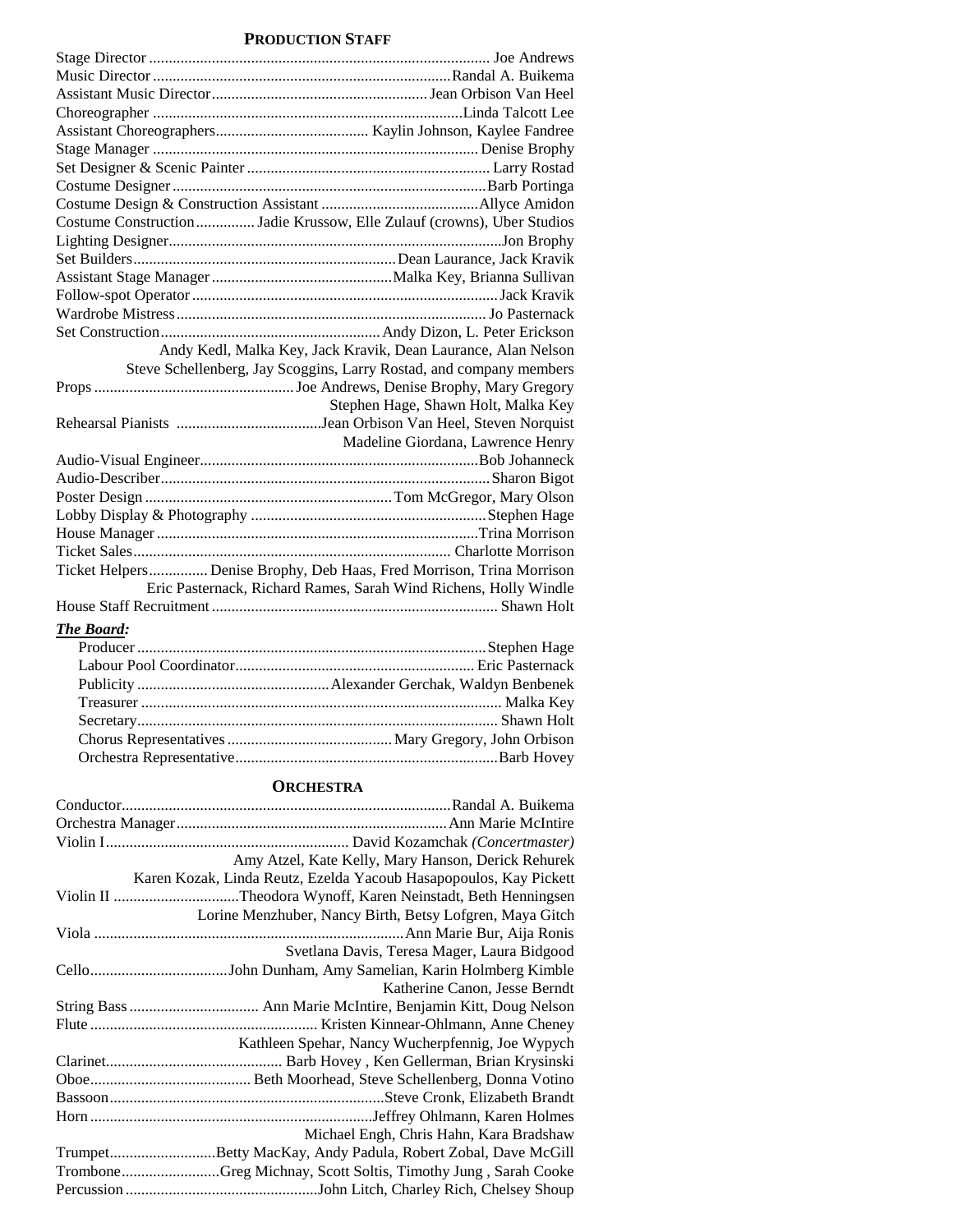## PRODUCTION STAFF

Stage Director .......... Joe Andrews
Music Director .......... Randal A. Buikema
Assistant Music Director .......... Jean Orbison Van Heel
Choreographer .......... Linda Talcott Lee
Assistant Choreographers .......... Kaylin Johnson, Kaylee Fandree
Stage Manager .......... Denise Brophy
Set Designer & Scenic Painter .......... Larry Rostad
Costume Designer .......... Barb Portinga
Costume Design & Construction Assistant .......... Allyce Amidon
Costume Construction .......... Jadie Krussow, Elle Zulauf (crowns), Uber Studios
Lighting Designer .......... Jon Brophy
Set Builders .......... Dean Laurance, Jack Kravik
Assistant Stage Manager .......... Malka Key, Brianna Sullivan
Follow-spot Operator .......... Jack Kravik
Wardrobe Mistress .......... Jo Pasternack
Set Construction .......... Andy Dizon, L. Peter Erickson
Andy Kedl, Malka Key, Jack Kravik, Dean Laurance, Alan Nelson
Steve Schellenberg, Jay Scoggins, Larry Rostad, and company members
Props .......... Joe Andrews, Denise Brophy, Mary Gregory
Stephen Hage, Shawn Holt, Malka Key
Rehearsal Pianists .......... Jean Orbison Van Heel, Steven Norquist
Madeline Giordana, Lawrence Henry
Audio-Visual Engineer .......... Bob Johanneck
Audio-Describer .......... Sharon Bigot
Poster Design .......... Tom McGregor, Mary Olson
Lobby Display & Photography .......... Stephen Hage
House Manager .......... Trina Morrison
Ticket Sales .......... Charlotte Morrison
Ticket Helpers .......... Denise Brophy, Deb Haas, Fred Morrison, Trina Morrison
Eric Pasternack, Richard Rames, Sarah Wind Richens, Holly Windle
House Staff Recruitment .......... Shawn Holt

***The Board:***

Producer .......... Stephen Hage
Labour Pool Coordinator .......... Eric Pasternack
Publicity .......... Alexander Gerchak, Waldyn Benbenek
Treasurer .......... Malka Key
Secretary .......... Shawn Holt
Chorus Representatives .......... Mary Gregory, John Orbison
Orchestra Representative .......... Barb Hovey

## ORCHESTRA

Conductor .......... Randal A. Buikema
Orchestra Manager .......... Ann Marie McIntire
Violin I .......... David Kozamchak *(Concertmaster)*
Amy Atzel, Kate Kelly, Mary Hanson, Derick Rehurek
Karen Kozak, Linda Reutz, Ezelda Yacoub Hasapopoulos, Kay Pickett
Violin II .......... Theodora Wynoff, Karen Neinstadt, Beth Henningsen
Lorine Menzhuber, Nancy Birth, Betsy Lofgren, Maya Gitch
Viola .......... Ann Marie Bur, Aija Ronis
Svetlana Davis, Teresa Mager, Laura Bidgood
Cello .......... John Dunham, Amy Samelian, Karin Holmberg Kimble
Katherine Canon, Jesse Berndt
String Bass .......... Ann Marie McIntire, Benjamin Kitt, Doug Nelson
Flute .......... Kristen Kinnear-Ohlmann, Anne Cheney
Kathleen Spehar, Nancy Wucherpfennig, Joe Wypych
Clarinet .......... Barb Hovey , Ken Gellerman, Brian Krysinski
Oboe .......... Beth Moorhead, Steve Schellenberg, Donna Votino
Bassoon .......... Steve Cronk, Elizabeth Brandt
Horn .......... Jeffrey Ohlmann, Karen Holmes
Michael Engh, Chris Hahn, Kara Bradshaw
Trumpet .......... Betty MacKay, Andy Padula, Robert Zobal, Dave McGill
Trombone .......... Greg Michnay, Scott Soltis, Timothy Jung , Sarah Cooke
Percussion .......... John Litch, Charley Rich, Chelsey Shoup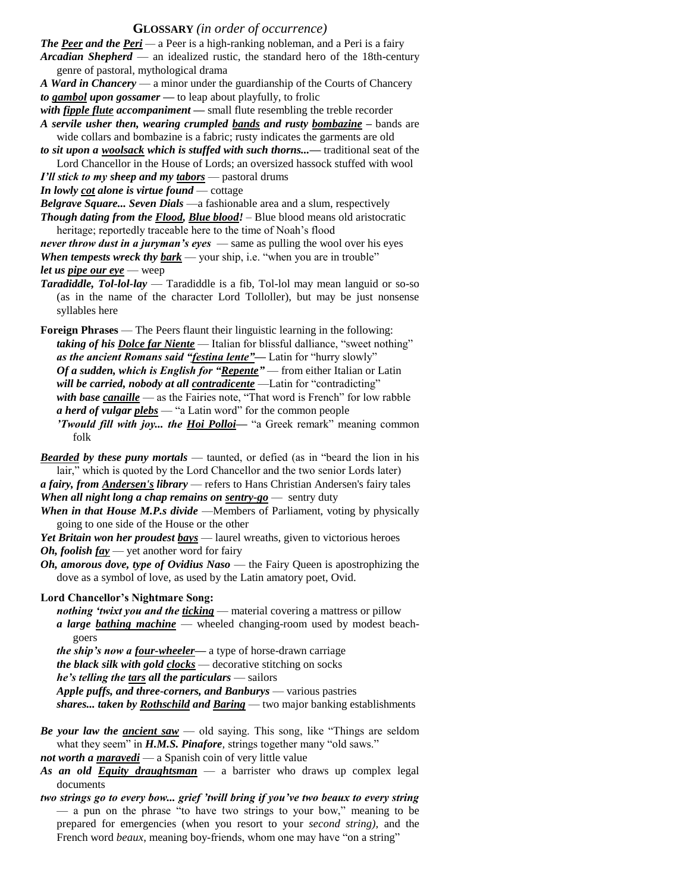## GLOSSARY *(in order of occurrence)*

***The Peer and the Peri*** — a Peer is a high-ranking nobleman, and a Peri is a fairy

***Arcadian Shepherd*** — an idealized rustic, the standard hero of the 18th-century genre of pastoral, mythological drama

***A Ward in Chancery*** — a minor under the guardianship of the Courts of Chancery

***to gambol upon gossamer*** — to leap about playfully, to frolic

***with fipple flute accompaniment*** — small flute resembling the treble recorder

***A servile usher then, wearing crumpled bands and rusty bombazine*** – bands are wide collars and bombazine is a fabric; rusty indicates the garments are old

***to sit upon a woolsack which is stuffed with such thorns...*** — traditional seat of the Lord Chancellor in the House of Lords; an oversized hassock stuffed with wool

***I'll stick to my sheep and my tabors*** — pastoral drums

***In lowly cot alone is virtue found*** — cottage

***Belgrave Square... Seven Dials*** —a fashionable area and a slum, respectively

***Though dating from the Flood, Blue blood!*** – Blue blood means old aristocratic heritage; reportedly traceable here to the time of Noah's flood

***never throw dust in a juryman's eyes*** — same as pulling the wool over his eyes

***When tempests wreck thy bark*** — your ship, i.e. "when you are in trouble"

***let us pipe our eye*** — weep

***Taradiddle, Tol-lol-lay*** — Taradiddle is a fib, Tol-lol may mean languid or so-so (as in the name of the character Lord Tolloller), but may be just nonsense syllables here

**Foreign Phrases** — The Peers flaunt their linguistic learning in the following:

- ***taking of his Dolce far Niente*** — Italian for blissful dalliance, "sweet nothing"
- ***as the ancient Romans said "festina lente"*** — Latin for "hurry slowly"
- ***Of a sudden, which is English for "Repente"*** — from either Italian or Latin
- ***will be carried, nobody at all contradicente*** —Latin for "contradicting"
- ***with base canaille*** — as the Fairies note, "That word is French" for low rabble
- ***a herd of vulgar plebs*** — "a Latin word" for the common people
- ***'Twould fill with joy... the Hoi Polloi*** — "a Greek remark" meaning common folk

***Bearded by these puny mortals*** — taunted, or defied (as in "beard the lion in his lair," which is quoted by the Lord Chancellor and the two senior Lords later)

***a fairy, from Andersen's library*** — refers to Hans Christian Andersen's fairy tales

***When all night long a chap remains on sentry-go*** — sentry duty

***When in that House M.P.s divide*** —Members of Parliament, voting by physically going to one side of the House or the other

***Yet Britain won her proudest bays*** — laurel wreaths, given to victorious heroes

***Oh, foolish fay*** — yet another word for fairy

***Oh, amorous dove, type of Ovidius Naso*** — the Fairy Queen is apostrophizing the dove as a symbol of love, as used by the Latin amatory poet, Ovid.

**Lord Chancellor's Nightmare Song:**

- ***nothing 'twixt you and the ticking*** — material covering a mattress or pillow
- ***a large bathing machine*** — wheeled changing-room used by modest beach-goers
- ***the ship's now a four-wheeler*** — a type of horse-drawn carriage
- ***the black silk with gold clocks*** — decorative stitching on socks
- ***he's telling the tars all the particulars*** — sailors
- ***Apple puffs, and three-corners, and Banburys*** — various pastries
- ***shares... taken by Rothschild and Baring*** — two major banking establishments

***Be your law the ancient saw*** — old saying. This song, like "Things are seldom what they seem" in ***H.M.S. Pinafore***, strings together many "old saws."

***not worth a maravedi*** — a Spanish coin of very little value

***As an old Equity draughtsman*** — a barrister who draws up complex legal documents

***two strings go to every bow... grief 'twill bring if you've two beaux to every string*** — a pun on the phrase "to have two strings to your bow," meaning to be prepared for emergencies (when you resort to your *second string),* and the French word *beaux,* meaning boy-friends, whom one may have "on a string"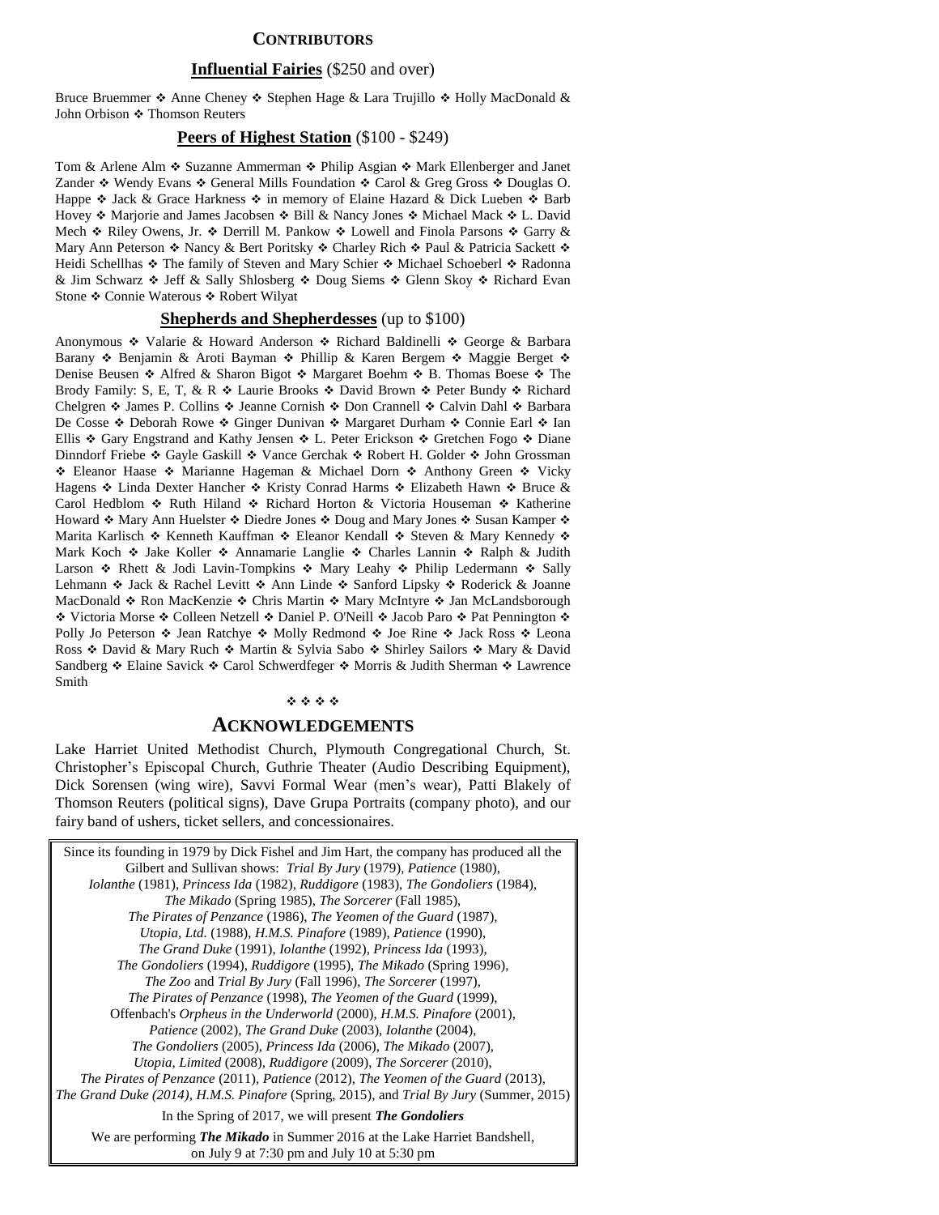## CONTRIBUTORS

### **Influential Fairies** ($250 and over)

Bruce Bruemmer ❖ Anne Cheney ❖ Stephen Hage & Lara Trujillo ❖ Holly MacDonald & John Orbison ❖ Thomson Reuters

### **Peers of Highest Station** ($100 - $249)

Tom & Arlene Alm ❖ Suzanne Ammerman ❖ Philip Asgian ❖ Mark Ellenberger and Janet Zander ❖ Wendy Evans ❖ General Mills Foundation ❖ Carol & Greg Gross ❖ Douglas O. Happe ❖ Jack & Grace Harkness ❖ in memory of Elaine Hazard & Dick Lueben ❖ Barb Hovey ❖ Marjorie and James Jacobsen ❖ Bill & Nancy Jones ❖ Michael Mack ❖ L. David Mech ❖ Riley Owens, Jr. ❖ Derrill M. Pankow ❖ Lowell and Finola Parsons ❖ Garry & Mary Ann Peterson ❖ Nancy & Bert Poritsky ❖ Charley Rich ❖ Paul & Patricia Sackett ❖ Heidi Schellhas ❖ The family of Steven and Mary Schier ❖ Michael Schoeberl ❖ Radonna & Jim Schwarz ❖ Jeff & Sally Shlosberg ❖ Doug Siems ❖ Glenn Skoy ❖ Richard Evan Stone ❖ Connie Waterous ❖ Robert Wilyat

### **Shepherds and Shepherdesses** (up to $100)

Anonymous ❖ Valarie & Howard Anderson ❖ Richard Baldinelli ❖ George & Barbara Barany ❖ Benjamin & Aroti Bayman ❖ Phillip & Karen Bergem ❖ Maggie Berget ❖ Denise Beusen ❖ Alfred & Sharon Bigot ❖ Margaret Boehm ❖ B. Thomas Boese ❖ The Brody Family: S, E, T, & R ❖ Laurie Brooks ❖ David Brown ❖ Peter Bundy ❖ Richard Chelgren ❖ James P. Collins ❖ Jeanne Cornish ❖ Don Crannell ❖ Calvin Dahl ❖ Barbara De Cosse ❖ Deborah Rowe ❖ Ginger Dunivan ❖ Margaret Durham ❖ Connie Earl ❖ Ian Ellis ❖ Gary Engstrand and Kathy Jensen ❖ L. Peter Erickson ❖ Gretchen Fogo ❖ Diane Dinndorf Friebe ❖ Gayle Gaskill ❖ Vance Gerchak ❖ Robert H. Golder ❖ John Grossman ❖ Eleanor Haase ❖ Marianne Hageman & Michael Dorn ❖ Anthony Green ❖ Vicky Hagens ❖ Linda Dexter Hancher ❖ Kristy Conrad Harms ❖ Elizabeth Hawn ❖ Bruce & Carol Hedblom ❖ Ruth Hiland ❖ Richard Horton & Victoria Houseman ❖ Katherine Howard ❖ Mary Ann Huelster ❖ Diedre Jones ❖ Doug and Mary Jones ❖ Susan Kamper ❖ Marita Karlisch ❖ Kenneth Kauffman ❖ Eleanor Kendall ❖ Steven & Mary Kennedy ❖ Mark Koch ❖ Jake Koller ❖ Annamarie Langlie ❖ Charles Lannin ❖ Ralph & Judith Larson ❖ Rhett & Jodi Lavin-Tompkins ❖ Mary Leahy ❖ Philip Ledermann ❖ Sally Lehmann ❖ Jack & Rachel Levitt ❖ Ann Linde ❖ Sanford Lipsky ❖ Roderick & Joanne MacDonald ❖ Ron MacKenzie ❖ Chris Martin ❖ Mary McIntyre ❖ Jan McLandsborough ❖ Victoria Morse ❖ Colleen Netzell ❖ Daniel P. O'Neill ❖ Jacob Paro ❖ Pat Pennington ❖ Polly Jo Peterson ❖ Jean Ratchye ❖ Molly Redmond ❖ Joe Rine ❖ Jack Ross ❖ Leona Ross ❖ David & Mary Ruch ❖ Martin & Sylvia Sabo ❖ Shirley Sailors ❖ Mary & David Sandberg ❖ Elaine Savick ❖ Carol Schwerdfeger ❖ Morris & Judith Sherman ❖ Lawrence Smith

❖ ❖ ❖ ❖

## ACKNOWLEDGEMENTS

Lake Harriet United Methodist Church, Plymouth Congregational Church, St. Christopher's Episcopal Church, Guthrie Theater (Audio Describing Equipment), Dick Sorensen (wing wire), Savvi Formal Wear (men's wear), Patti Blakely of Thomson Reuters (political signs), Dave Grupa Portraits (company photo), and our fairy band of ushers, ticket sellers, and concessionaires.

Since its founding in 1979 by Dick Fishel and Jim Hart, the company has produced all the Gilbert and Sullivan shows: *Trial By Jury* (1979), *Patience* (1980), *Iolanthe* (1981), *Princess Ida* (1982), *Ruddigore* (1983), *The Gondoliers* (1984), *The Mikado* (Spring 1985), *The Sorcerer* (Fall 1985), *The Pirates of Penzance* (1986), *The Yeomen of the Guard* (1987), *Utopia, Ltd.* (1988), *H.M.S. Pinafore* (1989), *Patience* (1990), *The Grand Duke* (1991), *Iolanthe* (1992), *Princess Ida* (1993), *The Gondoliers* (1994), *Ruddigore* (1995), *The Mikado* (Spring 1996), *The Zoo* and *Trial By Jury* (Fall 1996), *The Sorcerer* (1997), *The Pirates of Penzance* (1998), *The Yeomen of the Guard* (1999), Offenbach's *Orpheus in the Underworld* (2000), *H.M.S. Pinafore* (2001), *Patience* (2002), *The Grand Duke* (2003), *Iolanthe* (2004), *The Gondoliers* (2005), *Princess Ida* (2006), *The Mikado* (2007), *Utopia, Limited* (2008), *Ruddigore* (2009), *The Sorcerer* (2010), *The Pirates of Penzance* (2011), *Patience* (2012), *The Yeomen of the Guard* (2013), *The Grand Duke (2014)*, *H.M.S. Pinafore* (Spring, 2015), and *Trial By Jury* (Summer, 2015)

In the Spring of 2017, we will present ***The Gondoliers***

We are performing ***The Mikado*** in Summer 2016 at the Lake Harriet Bandshell, on July 9 at 7:30 pm and July 10 at 5:30 pm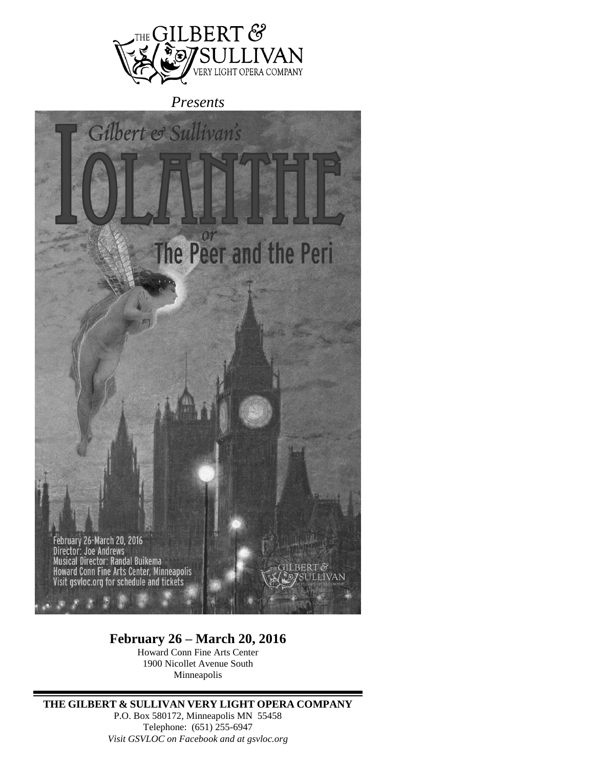THE GILBERT & SULLIVAN VERY LIGHT OPERA COMPANY

*Presents*

Gilbert & Sullivan's

# IOLANTHE

or

## The Peer and the Peri

February 26-March 20, 2016
Director: Joe Andrews
Musical Director: Randal Buikema
Howard Conn Fine Arts Center, Minneapolis
Visit gsvloc.org for schedule and tickets

THE GILBERT & SULLIVAN VERY LIGHT OPERA COMPANY

**February 26 – March 20, 2016**

Howard Conn Fine Arts Center
1900 Nicollet Avenue South
Minneapolis

---

**THE GILBERT & SULLIVAN VERY LIGHT OPERA COMPANY**

P.O. Box 580172, Minneapolis MN 55458
Telephone: (651) 255-6947
*Visit GSVLOC on Facebook and at gsvloc.org*